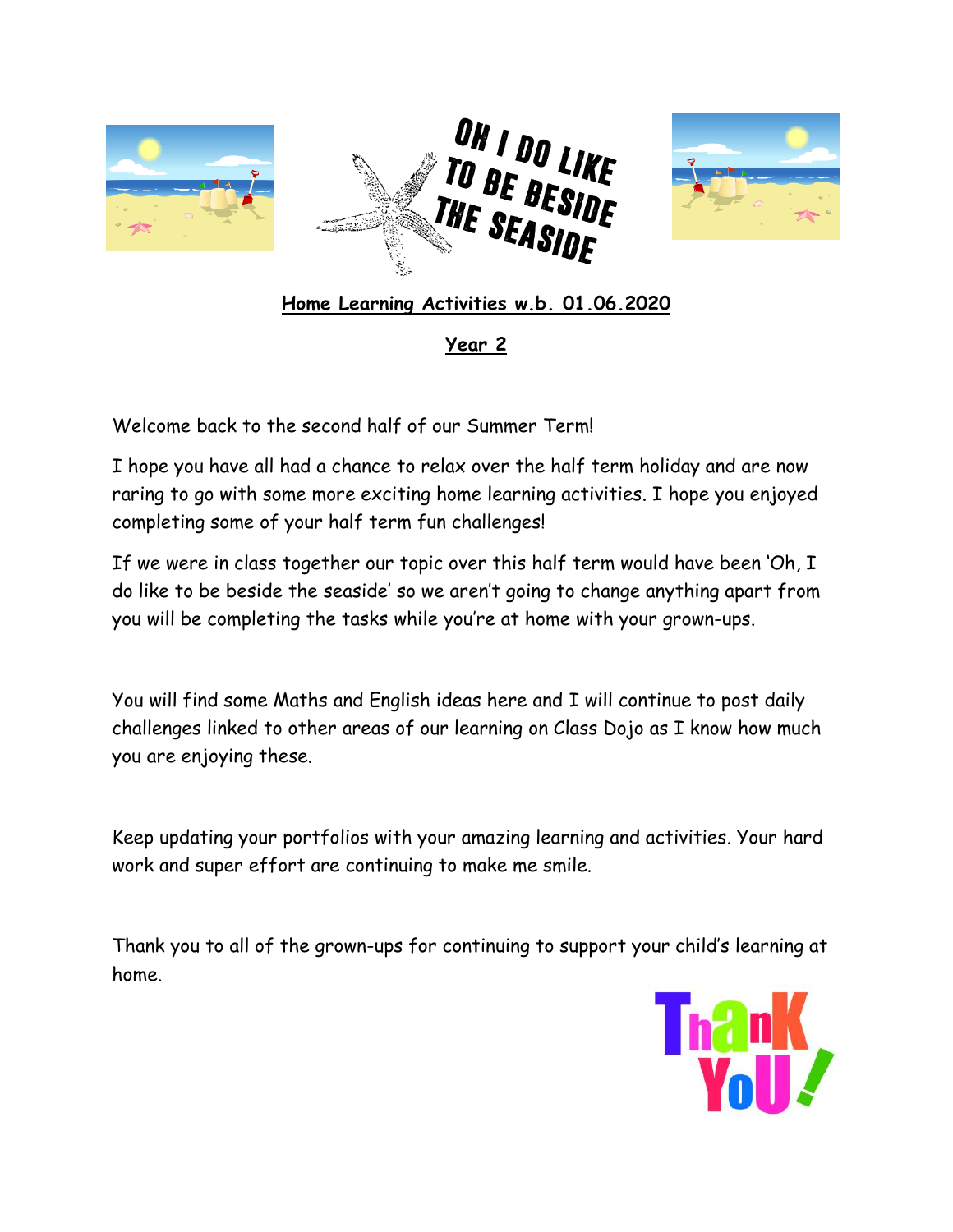**OH I DO LIKE TO BE BESIDE THE SEASIDE**

**Home Learning Activities w.b. 01.06.2020**

**Year 2**

Welcome back to the second half of our Summer Term!

I hope you have all had a chance to relax over the half term holiday and are now raring to go with some more exciting home learning activities. I hope you enjoyed completing some of your half term fun challenges!

If we were in class together our topic over this half term would have been 'Oh, I do like to be beside the seaside' so we aren't going to change anything apart from you will be completing the tasks while you're at home with your grown-ups.

You will find some Maths and English ideas here and I will continue to post daily challenges linked to other areas of our learning on Class Dojo as I know how much you are enjoying these.

Keep updating your portfolios with your amazing learning and activities. Your hard work and super effort are continuing to make me smile.

Thank you to all of the grown-ups for continuing to support your child's learning at home.

Thank You!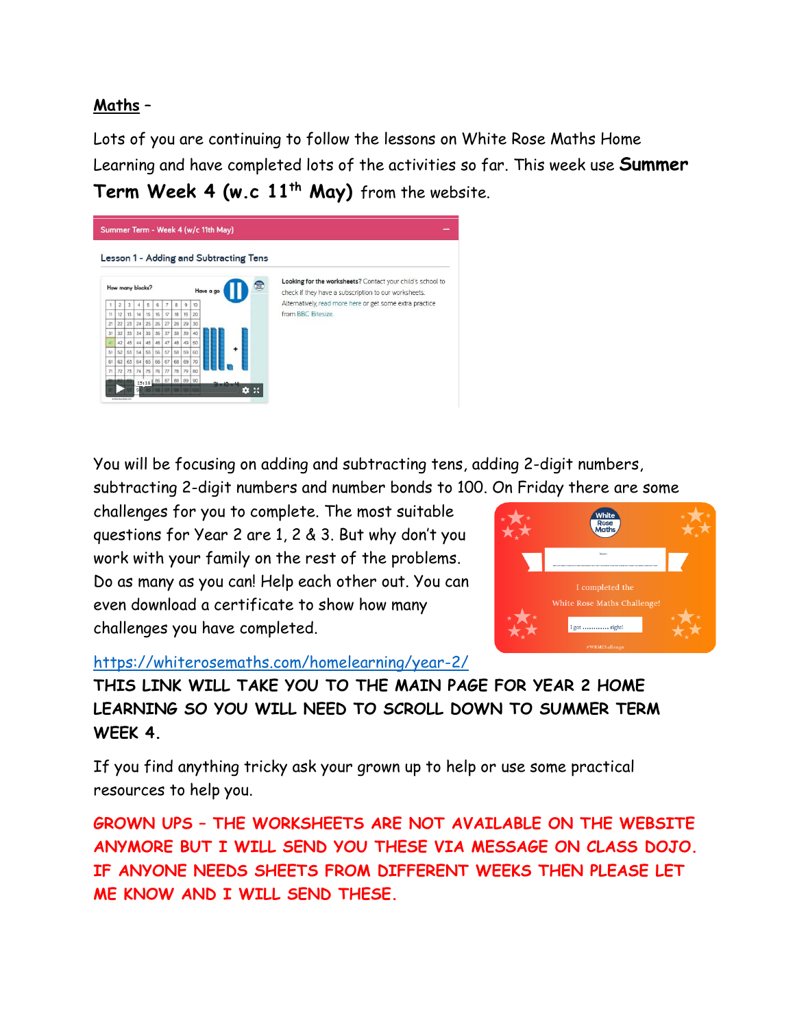**Maths** –

Lots of you are continuing to follow the lessons on White Rose Maths Home Learning and have completed lots of the activities so far. This week use **Summer Term Week 4 (w.c 11th May)** from the website.

You will be focusing on adding and subtracting tens, adding 2-digit numbers, subtracting 2-digit numbers and number bonds to 100. On Friday there are some challenges for you to complete. The most suitable questions for Year 2 are 1, 2 & 3. But why don't you work with your family on the rest of the problems. Do as many as you can! Help each other out. You can even download a certificate to show how many challenges you have completed.

https://whiterosemaths.com/homelearning/year-2/

**THIS LINK WILL TAKE YOU TO THE MAIN PAGE FOR YEAR 2 HOME LEARNING SO YOU WILL NEED TO SCROLL DOWN TO SUMMER TERM WEEK 4.**

If you find anything tricky ask your grown up to help or use some practical resources to help you.

**GROWN UPS – THE WORKSHEETS ARE NOT AVAILABLE ON THE WEBSITE ANYMORE BUT I WILL SEND YOU THESE VIA MESSAGE ON CLASS DOJO. IF ANYONE NEEDS SHEETS FROM DIFFERENT WEEKS THEN PLEASE LET ME KNOW AND I WILL SEND THESE.**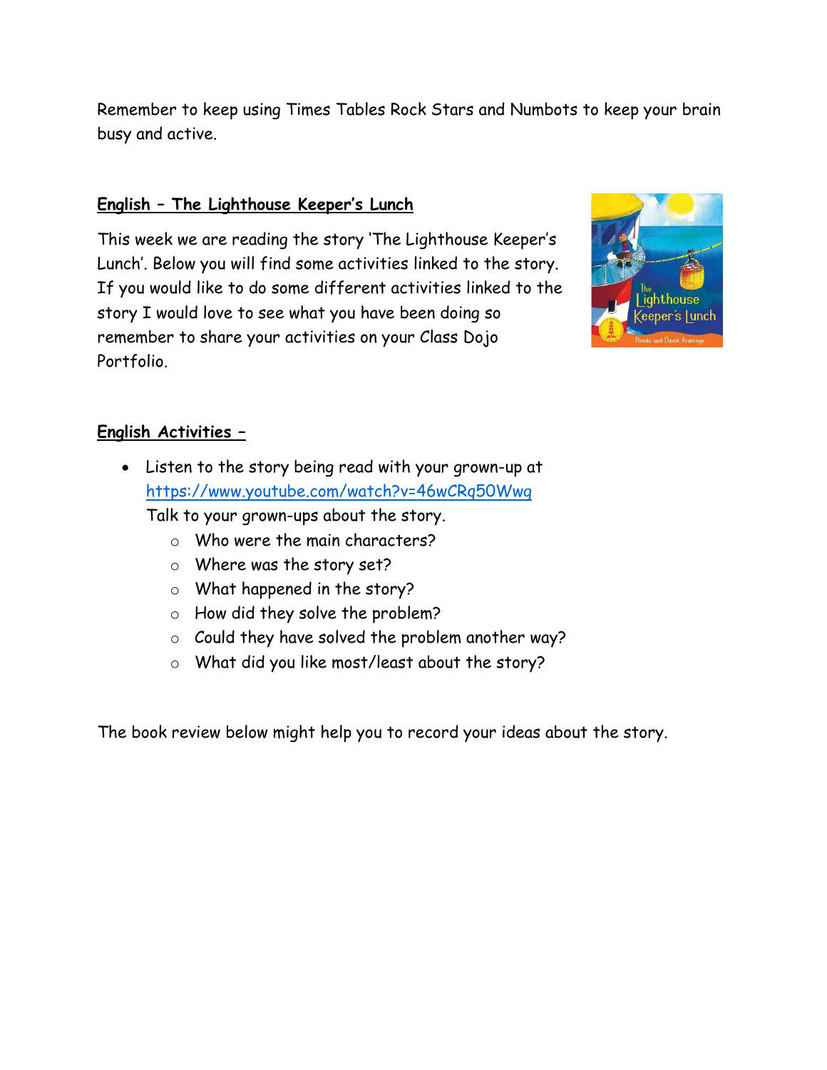Remember to keep using Times Tables Rock Stars and Numbots to keep your brain busy and active.

**English – The Lighthouse Keeper's Lunch**

This week we are reading the story 'The Lighthouse Keeper's Lunch'. Below you will find some activities linked to the story. If you would like to do some different activities linked to the story I would love to see what you have been doing so remember to share your activities on your Class Dojo Portfolio.

**English Activities –**

- Listen to the story being read with your grown-up at https://www.youtube.com/watch?v=46wCRq50Wwg
  Talk to your grown-ups about the story.
  - Who were the main characters?
  - Where was the story set?
  - What happened in the story?
  - How did they solve the problem?
  - Could they have solved the problem another way?
  - What did you like most/least about the story?

The book review below might help you to record your ideas about the story.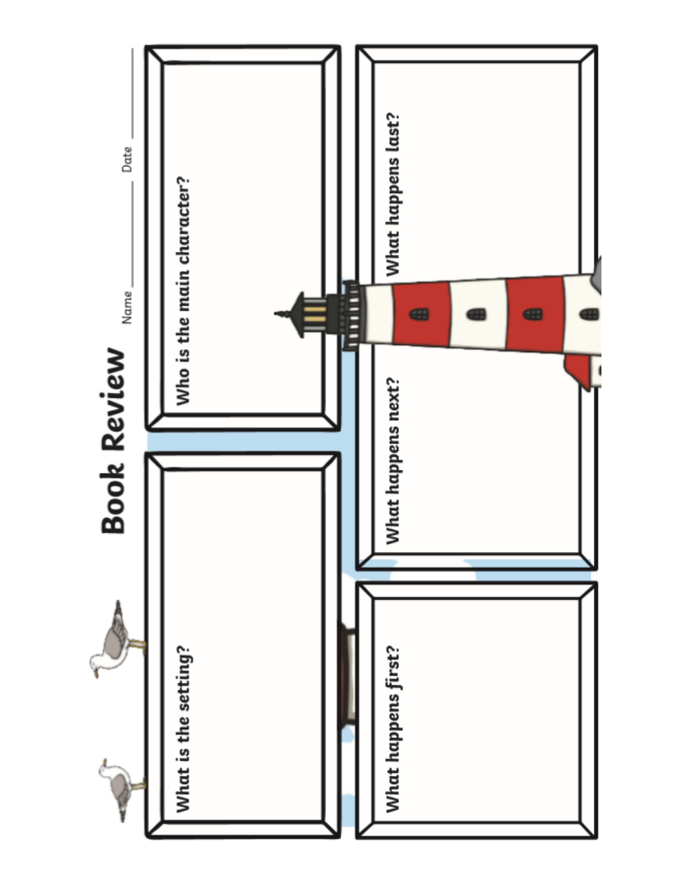# Book Review

Name ______________ Date ______________

**What is the setting?**

**Who is the main character?**

**What happens first?**

**What happens next?**

**What happens last?**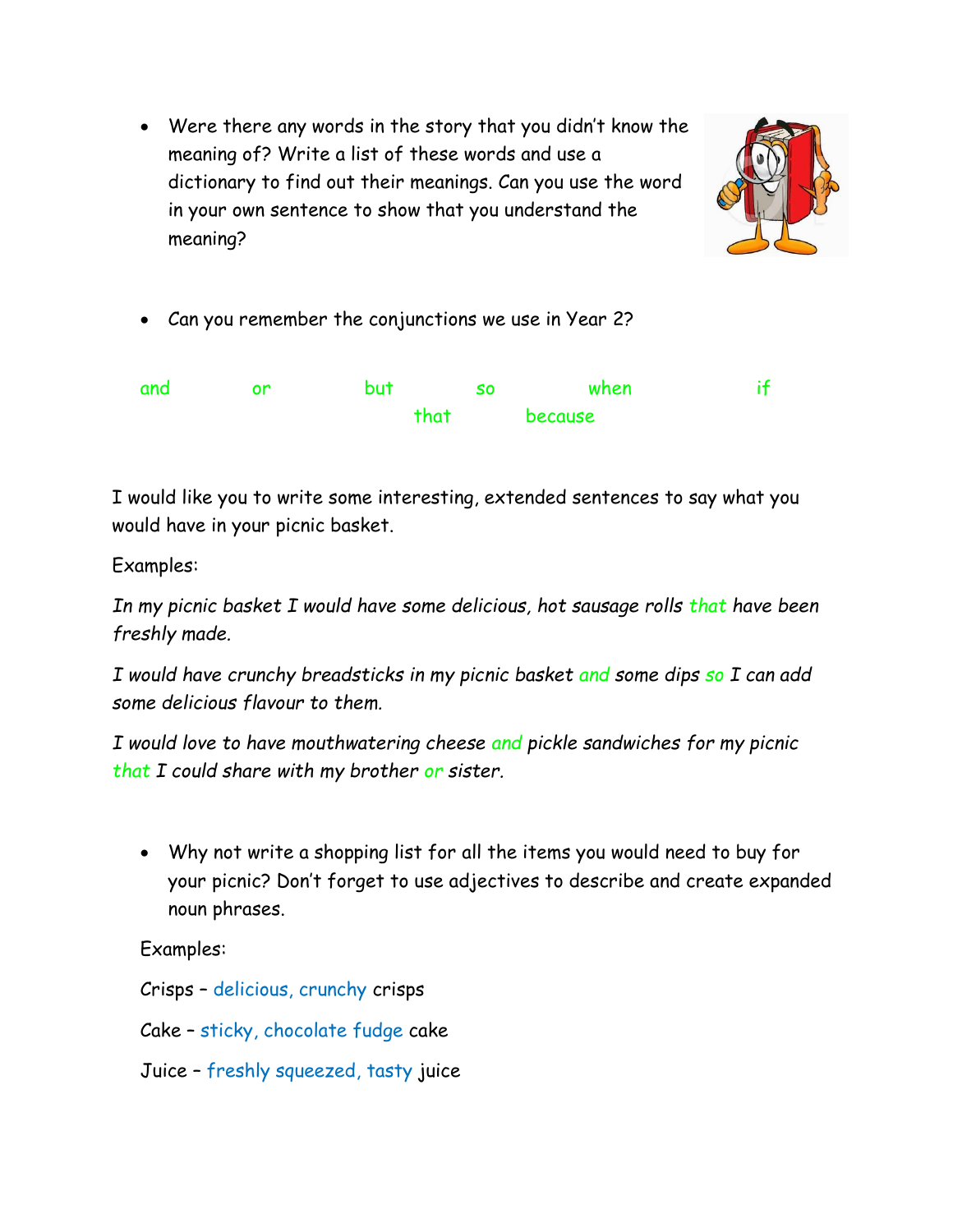- Were there any words in the story that you didn't know the meaning of? Write a list of these words and use a dictionary to find out their meanings. Can you use the word in your own sentence to show that you understand the meaning?

- Can you remember the conjunctions we use in Year 2?

and or but so when if that because

I would like you to write some interesting, extended sentences to say what you would have in your picnic basket.

Examples:

*In my picnic basket I would have some delicious, hot sausage rolls that have been freshly made.*

*I would have crunchy breadsticks in my picnic basket and some dips so I can add some delicious flavour to them.*

*I would love to have mouthwatering cheese and pickle sandwiches for my picnic that I could share with my brother or sister.*

- Why not write a shopping list for all the items you would need to buy for your picnic? Don't forget to use adjectives to describe and create expanded noun phrases.

Examples:

Crisps – delicious, crunchy crisps

Cake – sticky, chocolate fudge cake

Juice – freshly squeezed, tasty juice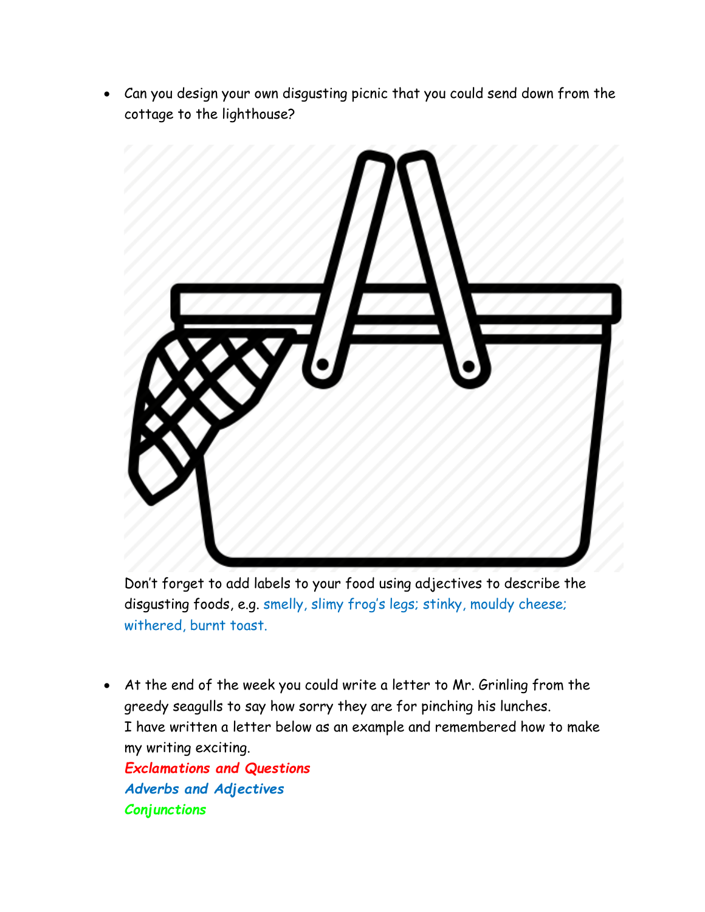- Can you design your own disgusting picnic that you could send down from the cottage to the lighthouse?

Don't forget to add labels to your food using adjectives to describe the disgusting foods, e.g. smelly, slimy frog's legs; stinky, mouldy cheese; withered, burnt toast.

- At the end of the week you could write a letter to Mr. Grinling from the greedy seagulls to say how sorry they are for pinching his lunches.
  I have written a letter below as an example and remembered how to make my writing exciting.
  ***Exclamations and Questions***
  ***Adverbs and Adjectives***
  ***Conjunctions***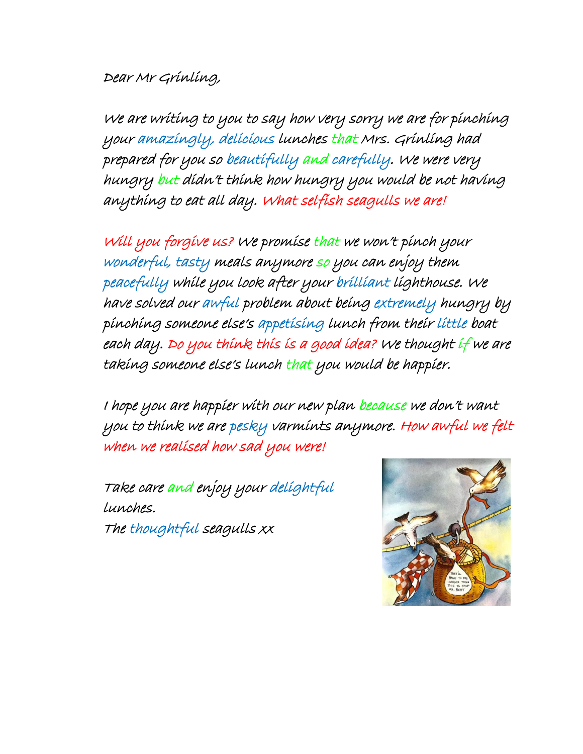Dear Mr Grinling,

We are writing to you to say how very sorry we are for pinching your amazingly, delicious lunches that Mrs. Grinling had prepared for you so beautifully and carefully. We were very hungry but didn't think how hungry you would be not having anything to eat all day. What selfish seagulls we are!

Will you forgive us? We promise that we won't pinch your wonderful, tasty meals anymore so you can enjoy them peacefully while you look after your brilliant lighthouse. We have solved our awful problem about being extremely hungry by pinching someone else's appetising lunch from their little boat each day. Do you think this is a good idea? We thought if we are taking someone else's lunch that you would be happier.

I hope you are happier with our new plan because we don't want you to think we are pesky varmints anymore. How awful we felt when we realised how sad you were!

Take care and enjoy your delightful lunches.  
The thoughtful seagulls xx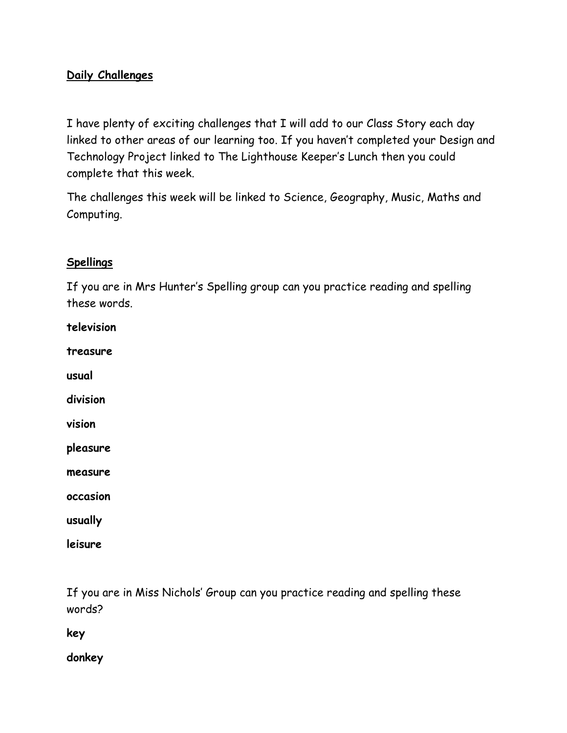## Daily Challenges

I have plenty of exciting challenges that I will add to our Class Story each day linked to other areas of our learning too. If you haven't completed your Design and Technology Project linked to The Lighthouse Keeper's Lunch then you could complete that this week.

The challenges this week will be linked to Science, Geography, Music, Maths and Computing.

## Spellings

If you are in Mrs Hunter's Spelling group can you practice reading and spelling these words.

**television**

**treasure**

**usual**

**division**

**vision**

**pleasure**

**measure**

**occasion**

**usually**

**leisure**

If you are in Miss Nichols' Group can you practice reading and spelling these words?

**key**

**donkey**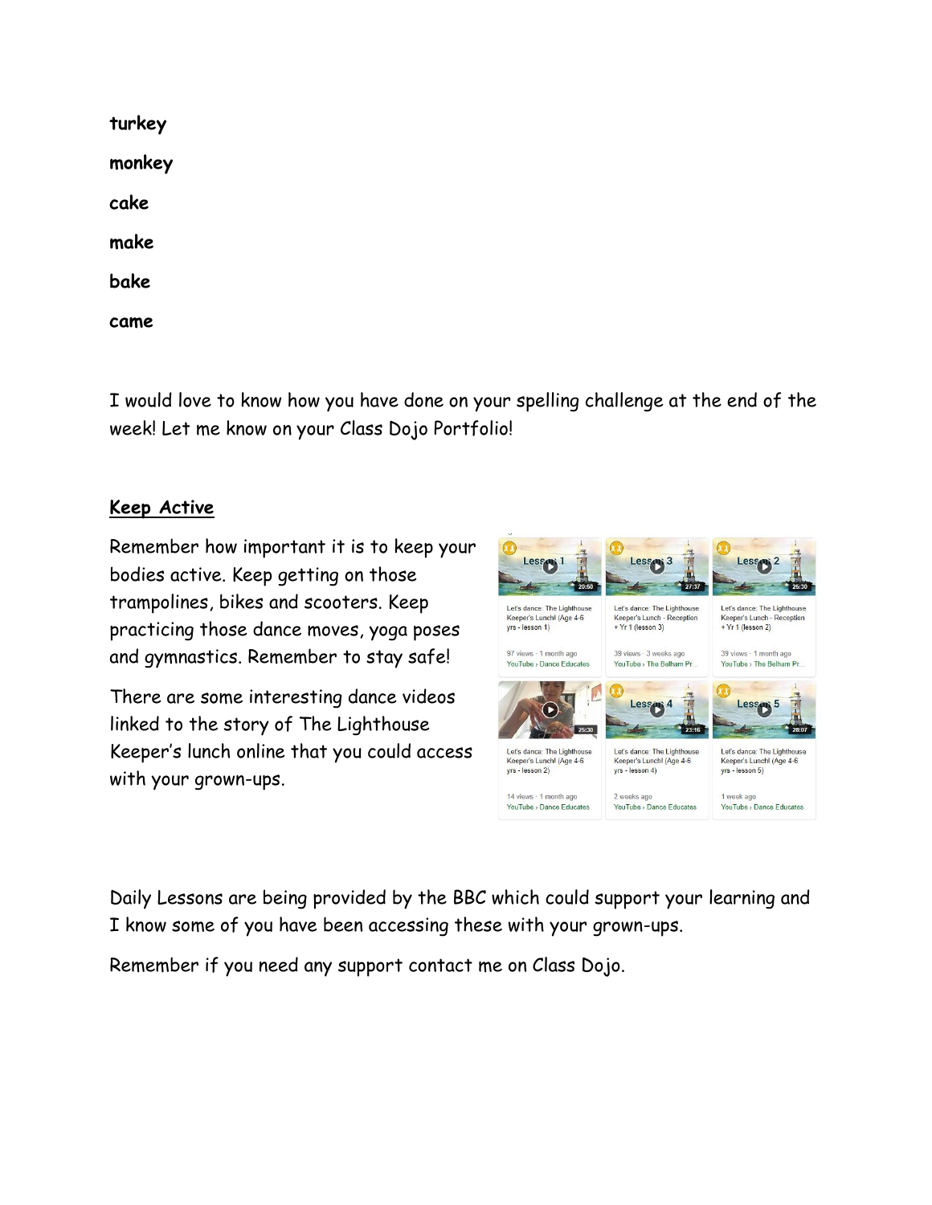**turkey**

**monkey**

**cake**

**make**

**bake**

**came**

I would love to know how you have done on your spelling challenge at the end of the week! Let me know on your Class Dojo Portfolio!

## **Keep Active**

Remember how important it is to keep your bodies active. Keep getting on those trampolines, bikes and scooters. Keep practicing those dance moves, yoga poses and gymnastics. Remember to stay safe!

There are some interesting dance videos linked to the story of The Lighthouse Keeper's lunch online that you could access with your grown-ups.

Daily Lessons are being provided by the BBC which could support your learning and I know some of you have been accessing these with your grown-ups.

Remember if you need any support contact me on Class Dojo.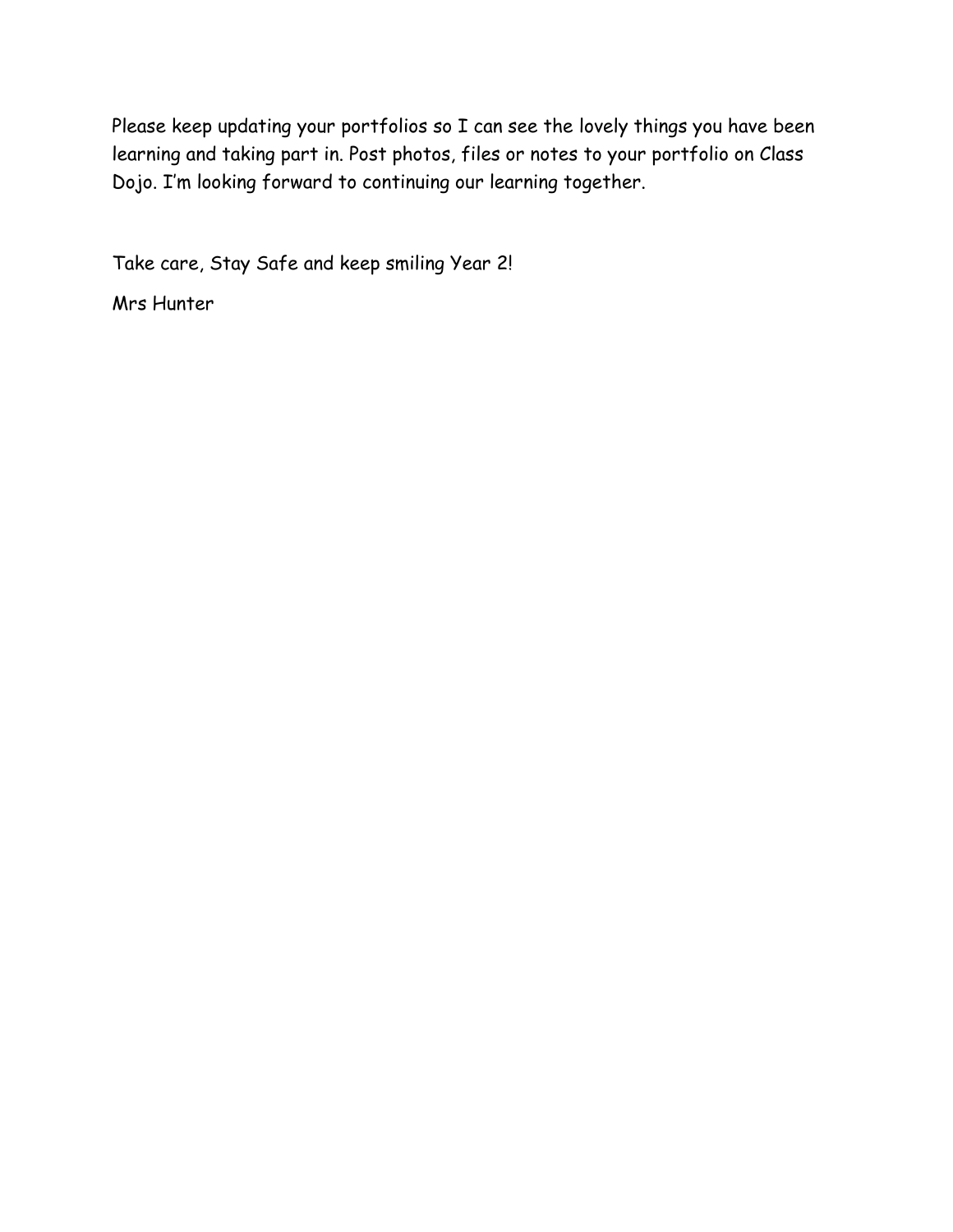Please keep updating your portfolios so I can see the lovely things you have been learning and taking part in. Post photos, files or notes to your portfolio on Class Dojo. I'm looking forward to continuing our learning together.

Take care, Stay Safe and keep smiling Year 2!

Mrs Hunter